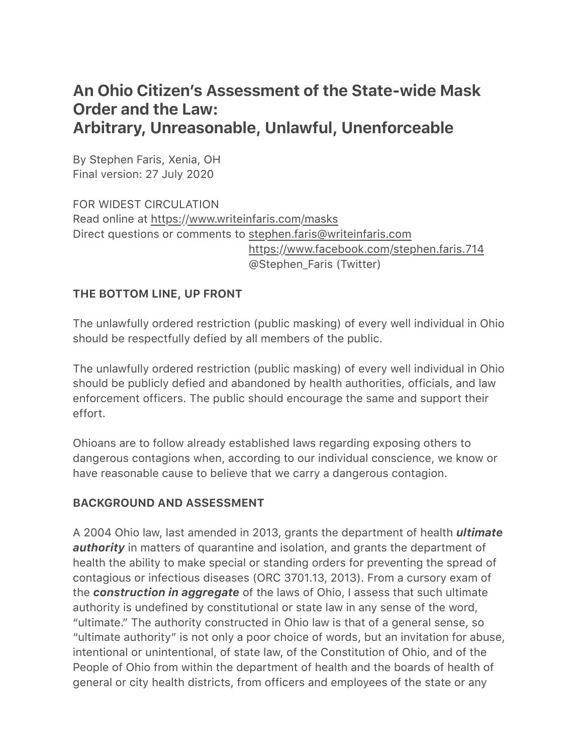# An Ohio Citizen's Assessment of the State-wide Mask Order and the Law:
# Arbitrary, Unreasonable, Unlawful, Unenforceable

By Stephen Faris, Xenia, OH
Final version: 27 July 2020

FOR WIDEST CIRCULATION
Read online at https://www.writeinfaris.com/masks
Direct questions or comments to stephen.faris@writeinfaris.com
https://www.facebook.com/stephen.faris.714
@Stephen_Faris (Twitter)

## THE BOTTOM LINE, UP FRONT

The unlawfully ordered restriction (public masking) of every well individual in Ohio should be respectfully defied by all members of the public.

The unlawfully ordered restriction (public masking) of every well individual in Ohio should be publicly defied and abandoned by health authorities, officials, and law enforcement officers. The public should encourage the same and support their effort.

Ohioans are to follow already established laws regarding exposing others to dangerous contagions when, according to our individual conscience, we know or have reasonable cause to believe that we carry a dangerous contagion.

## BACKGROUND AND ASSESSMENT

A 2004 Ohio law, last amended in 2013, grants the department of health ***ultimate authority*** in matters of quarantine and isolation, and grants the department of health the ability to make special or standing orders for preventing the spread of contagious or infectious diseases (ORC 3701.13, 2013). From a cursory exam of the ***construction in aggregate*** of the laws of Ohio, I assess that such ultimate authority is undefined by constitutional or state law in any sense of the word, "ultimate." The authority constructed in Ohio law is that of a general sense, so "ultimate authority" is not only a poor choice of words, but an invitation for abuse, intentional or unintentional, of state law, of the Constitution of Ohio, and of the People of Ohio from within the department of health and the boards of health of general or city health districts, from officers and employees of the state or any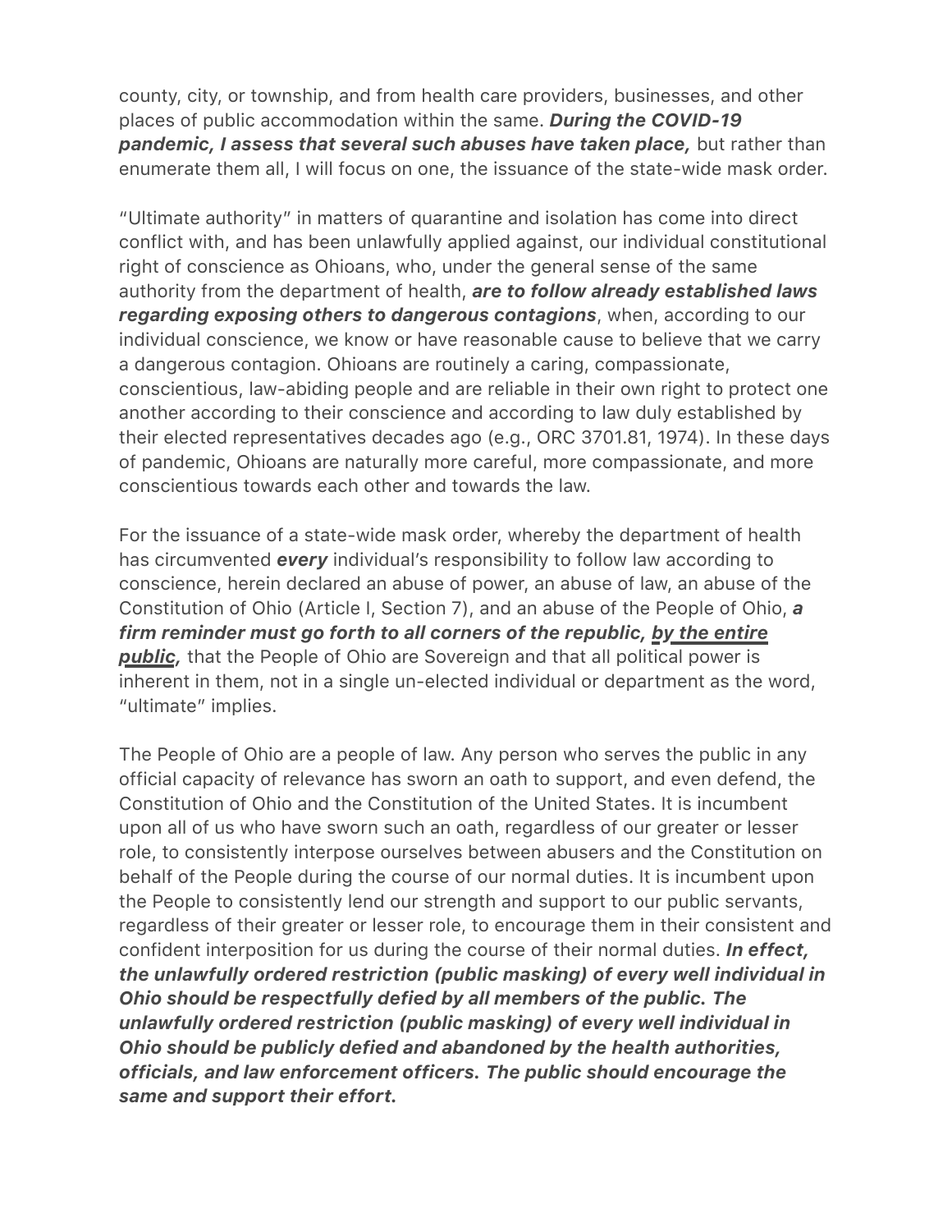county, city, or township, and from health care providers, businesses, and other places of public accommodation within the same. ***During the COVID-19 pandemic, I assess that several such abuses have taken place,*** but rather than enumerate them all, I will focus on one, the issuance of the state-wide mask order.

"Ultimate authority" in matters of quarantine and isolation has come into direct conflict with, and has been unlawfully applied against, our individual constitutional right of conscience as Ohioans, who, under the general sense of the same authority from the department of health, ***are to follow already established laws regarding exposing others to dangerous contagions***, when, according to our individual conscience, we know or have reasonable cause to believe that we carry a dangerous contagion. Ohioans are routinely a caring, compassionate, conscientious, law-abiding people and are reliable in their own right to protect one another according to their conscience and according to law duly established by their elected representatives decades ago (e.g., ORC 3701.81, 1974). In these days of pandemic, Ohioans are naturally more careful, more compassionate, and more conscientious towards each other and towards the law.

For the issuance of a state-wide mask order, whereby the department of health has circumvented ***every*** individual's responsibility to follow law according to conscience, herein declared an abuse of power, an abuse of law, an abuse of the Constitution of Ohio (Article I, Section 7), and an abuse of the People of Ohio, ***a firm reminder must go forth to all corners of the republic, <u>by the entire public</u>,*** that the People of Ohio are Sovereign and that all political power is inherent in them, not in a single un-elected individual or department as the word, "ultimate" implies.

The People of Ohio are a people of law. Any person who serves the public in any official capacity of relevance has sworn an oath to support, and even defend, the Constitution of Ohio and the Constitution of the United States. It is incumbent upon all of us who have sworn such an oath, regardless of our greater or lesser role, to consistently interpose ourselves between abusers and the Constitution on behalf of the People during the course of our normal duties. It is incumbent upon the People to consistently lend our strength and support to our public servants, regardless of their greater or lesser role, to encourage them in their consistent and confident interposition for us during the course of their normal duties. ***In effect, the unlawfully ordered restriction (public masking) of every well individual in Ohio should be respectfully defied by all members of the public. The unlawfully ordered restriction (public masking) of every well individual in Ohio should be publicly defied and abandoned by the health authorities, officials, and law enforcement officers. The public should encourage the same and support their effort.***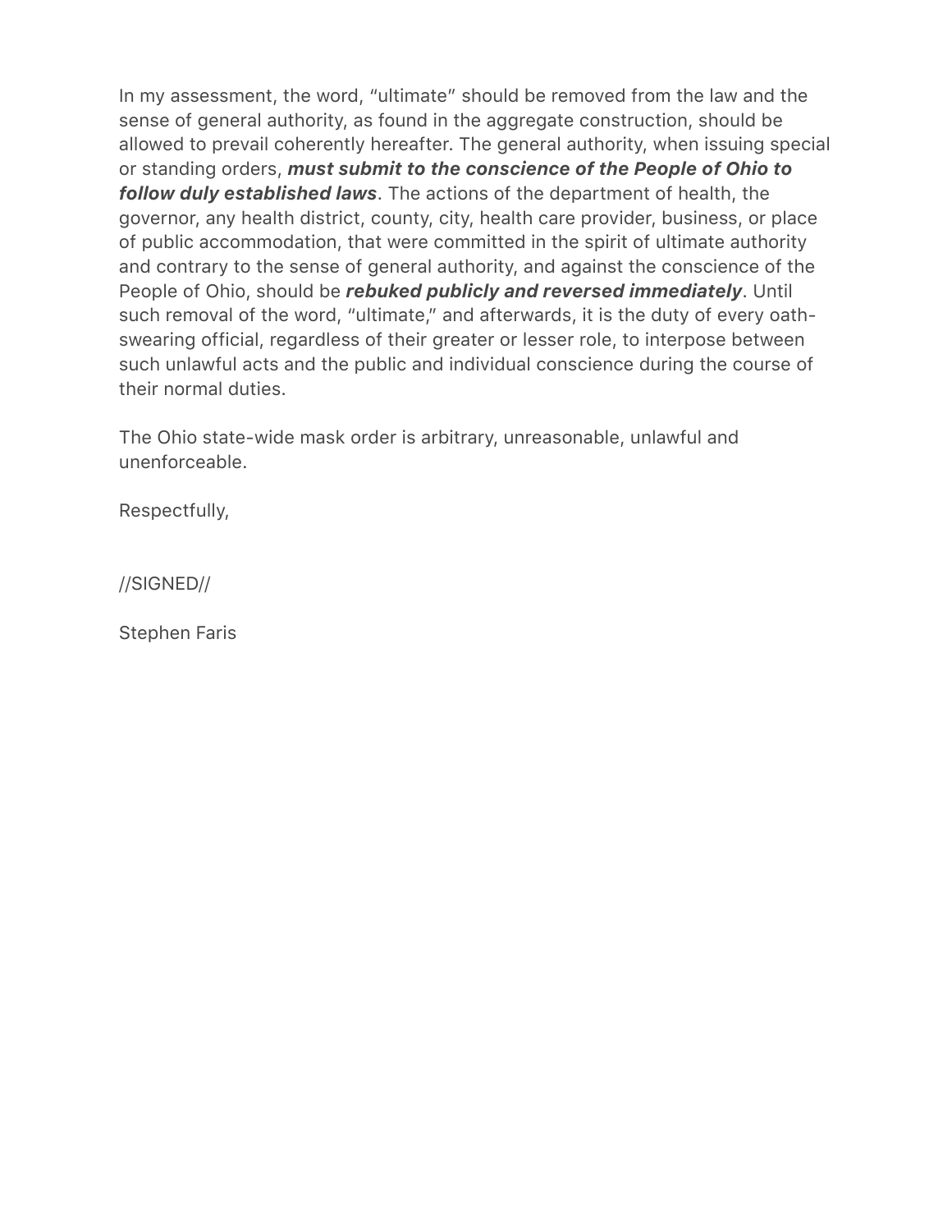In my assessment, the word, "ultimate" should be removed from the law and the sense of general authority, as found in the aggregate construction, should be allowed to prevail coherently hereafter. The general authority, when issuing special or standing orders, ***must submit to the conscience of the People of Ohio to follow duly established laws***. The actions of the department of health, the governor, any health district, county, city, health care provider, business, or place of public accommodation, that were committed in the spirit of ultimate authority and contrary to the sense of general authority, and against the conscience of the People of Ohio, should be ***rebuked publicly and reversed immediately***. Until such removal of the word, "ultimate," and afterwards, it is the duty of every oath-swearing official, regardless of their greater or lesser role, to interpose between such unlawful acts and the public and individual conscience during the course of their normal duties.

The Ohio state-wide mask order is arbitrary, unreasonable, unlawful and unenforceable.

Respectfully,

//SIGNED//

Stephen Faris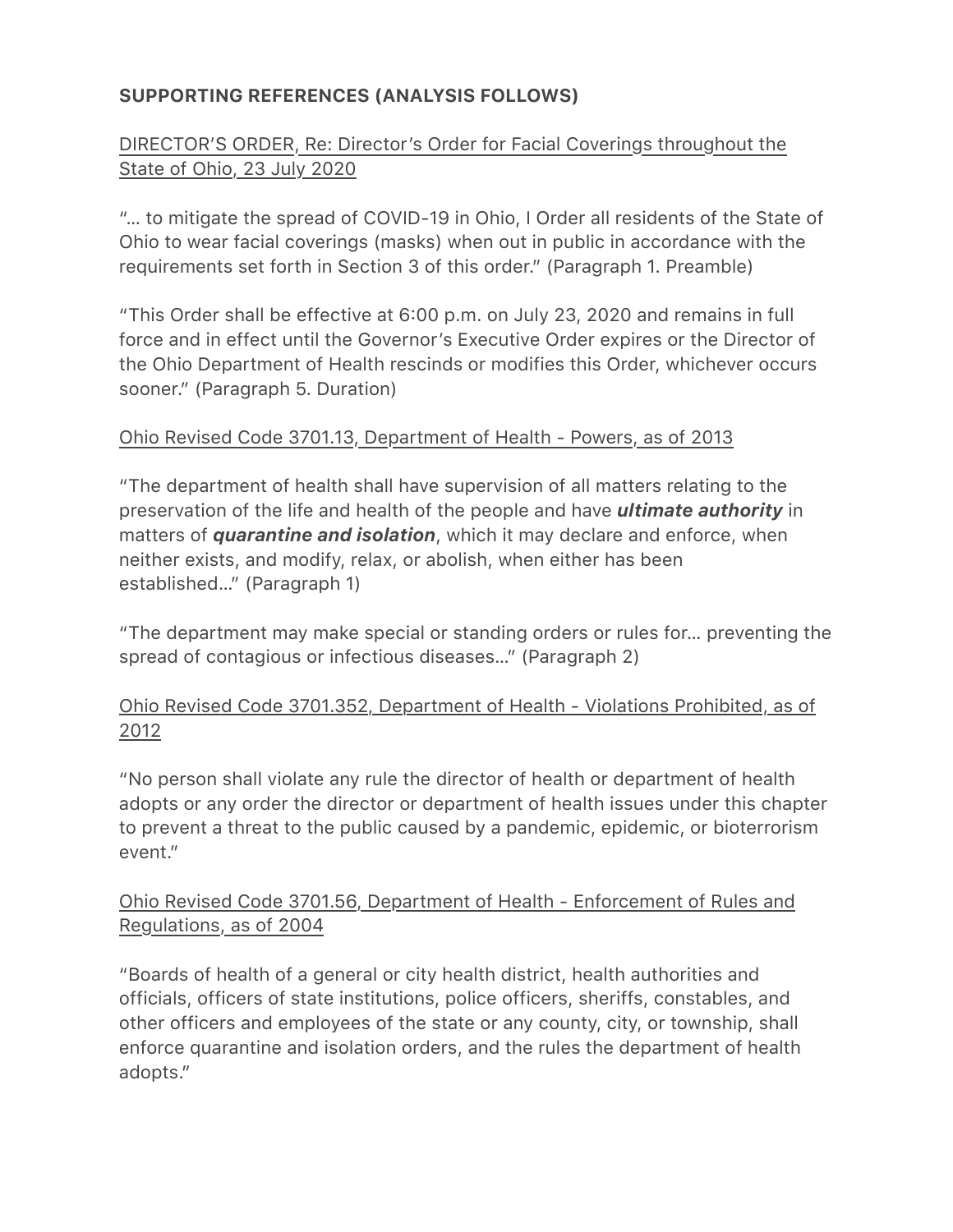**SUPPORTING REFERENCES (ANALYSIS FOLLOWS)**

DIRECTOR'S ORDER, Re: Director's Order for Facial Coverings throughout the State of Ohio, 23 July 2020

"… to mitigate the spread of COVID-19 in Ohio, I Order all residents of the State of Ohio to wear facial coverings (masks) when out in public in accordance with the requirements set forth in Section 3 of this order." (Paragraph 1. Preamble)

"This Order shall be effective at 6:00 p.m. on July 23, 2020 and remains in full force and in effect until the Governor's Executive Order expires or the Director of the Ohio Department of Health rescinds or modifies this Order, whichever occurs sooner." (Paragraph 5. Duration)

Ohio Revised Code 3701.13, Department of Health - Powers, as of 2013

"The department of health shall have supervision of all matters relating to the preservation of the life and health of the people and have ***ultimate authority*** in matters of ***quarantine and isolation***, which it may declare and enforce, when neither exists, and modify, relax, or abolish, when either has been established…" (Paragraph 1)

"The department may make special or standing orders or rules for… preventing the spread of contagious or infectious diseases…" (Paragraph 2)

Ohio Revised Code 3701.352, Department of Health - Violations Prohibited, as of 2012

"No person shall violate any rule the director of health or department of health adopts or any order the director or department of health issues under this chapter to prevent a threat to the public caused by a pandemic, epidemic, or bioterrorism event."

Ohio Revised Code 3701.56, Department of Health - Enforcement of Rules and Regulations, as of 2004

"Boards of health of a general or city health district, health authorities and officials, officers of state institutions, police officers, sheriffs, constables, and other officers and employees of the state or any county, city, or township, shall enforce quarantine and isolation orders, and the rules the department of health adopts."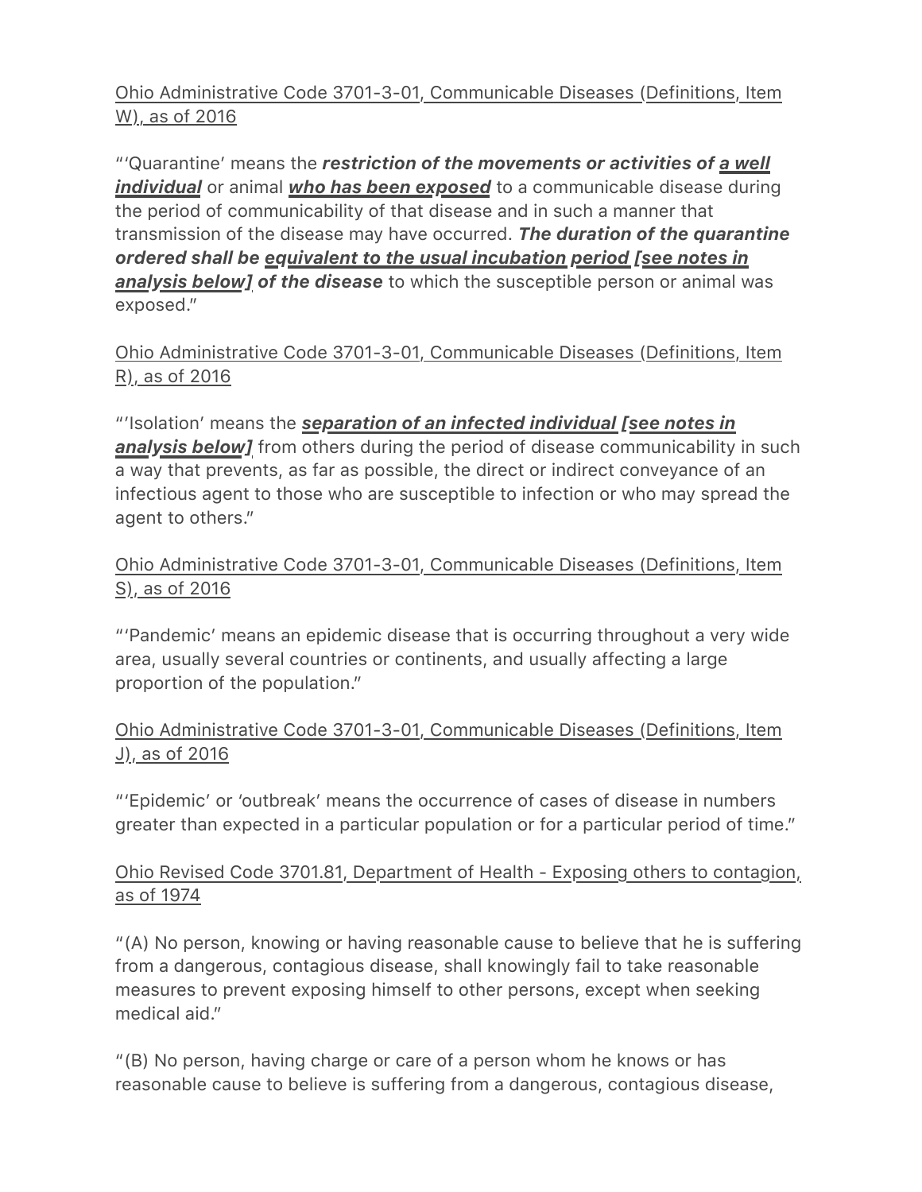<u>Ohio Administrative Code 3701-3-01, Communicable Diseases (Definitions, Item W), as of 2016</u>

"'Quarantine' means the ***restriction of the movements or activities of <u>a well individual</u>*** or animal ***<u>who has been exposed</u>*** to a communicable disease during the period of communicability of that disease and in such a manner that transmission of the disease may have occurred. ***The duration of the quarantine ordered shall be <u>equivalent to the usual incubation period [see notes in analysis below]</u> of the disease*** to which the susceptible person or animal was exposed."

<u>Ohio Administrative Code 3701-3-01, Communicable Diseases (Definitions, Item R), as of 2016</u>

"'Isolation' means the ***<u>separation of an infected individual [see notes in analysis below]</u>*** from others during the period of disease communicability in such a way that prevents, as far as possible, the direct or indirect conveyance of an infectious agent to those who are susceptible to infection or who may spread the agent to others."

<u>Ohio Administrative Code 3701-3-01, Communicable Diseases (Definitions, Item S), as of 2016</u>

"'Pandemic' means an epidemic disease that is occurring throughout a very wide area, usually several countries or continents, and usually affecting a large proportion of the population."

<u>Ohio Administrative Code 3701-3-01, Communicable Diseases (Definitions, Item J), as of 2016</u>

"'Epidemic' or 'outbreak' means the occurrence of cases of disease in numbers greater than expected in a particular population or for a particular period of time."

<u>Ohio Revised Code 3701.81, Department of Health - Exposing others to contagion, as of 1974</u>

"(A) No person, knowing or having reasonable cause to believe that he is suffering from a dangerous, contagious disease, shall knowingly fail to take reasonable measures to prevent exposing himself to other persons, except when seeking medical aid."

"(B) No person, having charge or care of a person whom he knows or has reasonable cause to believe is suffering from a dangerous, contagious disease,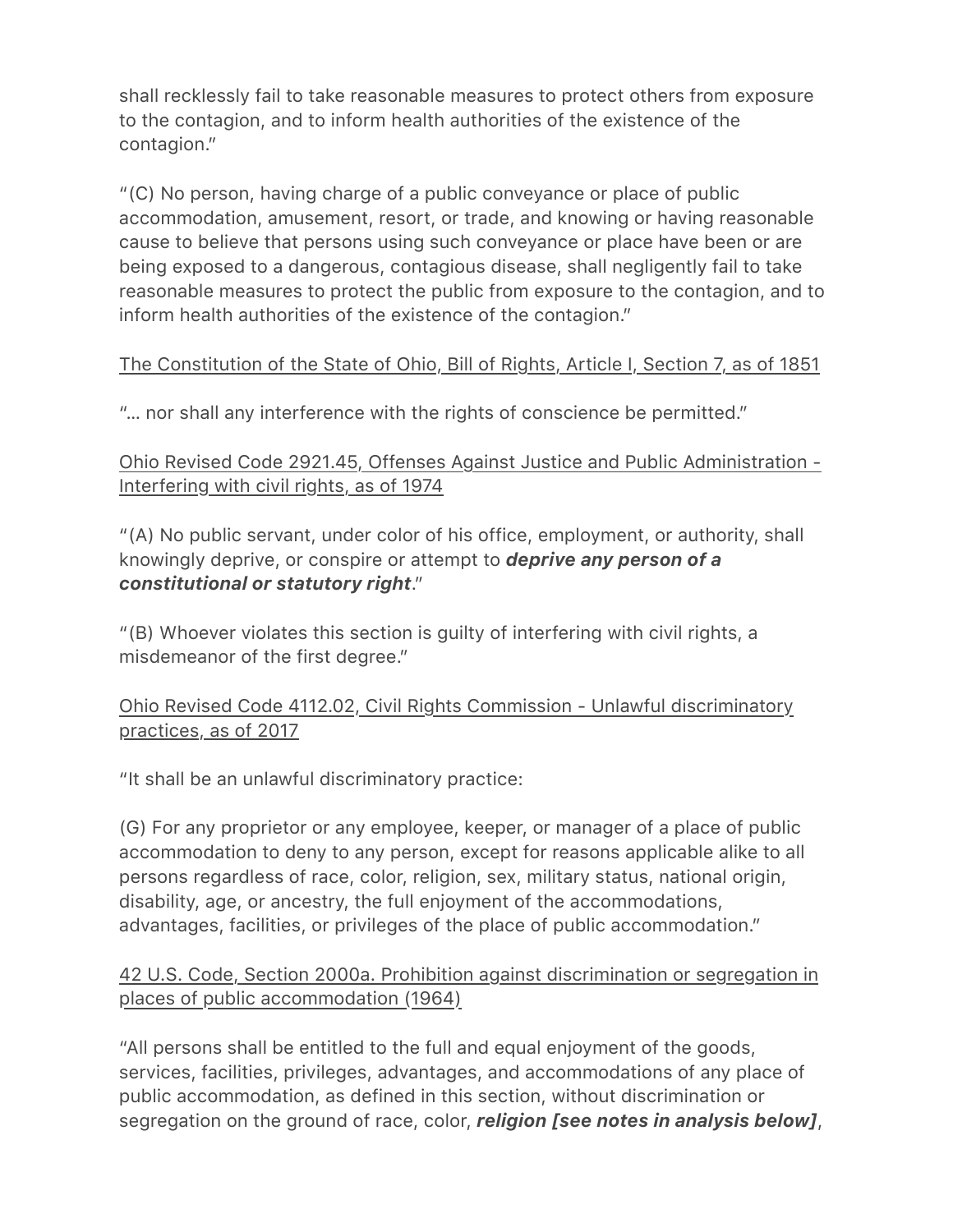shall recklessly fail to take reasonable measures to protect others from exposure to the contagion, and to inform health authorities of the existence of the contagion."

"(C) No person, having charge of a public conveyance or place of public accommodation, amusement, resort, or trade, and knowing or having reasonable cause to believe that persons using such conveyance or place have been or are being exposed to a dangerous, contagious disease, shall negligently fail to take reasonable measures to protect the public from exposure to the contagion, and to inform health authorities of the existence of the contagion."

<u>The Constitution of the State of Ohio, Bill of Rights, Article I, Section 7, as of 1851</u>

"... nor shall any interference with the rights of conscience be permitted."

<u>Ohio Revised Code 2921.45, Offenses Against Justice and Public Administration - Interfering with civil rights, as of 1974</u>

"(A) No public servant, under color of his office, employment, or authority, shall knowingly deprive, or conspire or attempt to ***deprive any person of a constitutional or statutory right***."

"(B) Whoever violates this section is guilty of interfering with civil rights, a misdemeanor of the first degree."

<u>Ohio Revised Code 4112.02, Civil Rights Commission - Unlawful discriminatory practices, as of 2017</u>

"It shall be an unlawful discriminatory practice:

(G) For any proprietor or any employee, keeper, or manager of a place of public accommodation to deny to any person, except for reasons applicable alike to all persons regardless of race, color, religion, sex, military status, national origin, disability, age, or ancestry, the full enjoyment of the accommodations, advantages, facilities, or privileges of the place of public accommodation."

<u>42 U.S. Code, Section 2000a. Prohibition against discrimination or segregation in places of public accommodation (1964)</u>

"All persons shall be entitled to the full and equal enjoyment of the goods, services, facilities, privileges, advantages, and accommodations of any place of public accommodation, as defined in this section, without discrimination or segregation on the ground of race, color, ***religion [see notes in analysis below]***,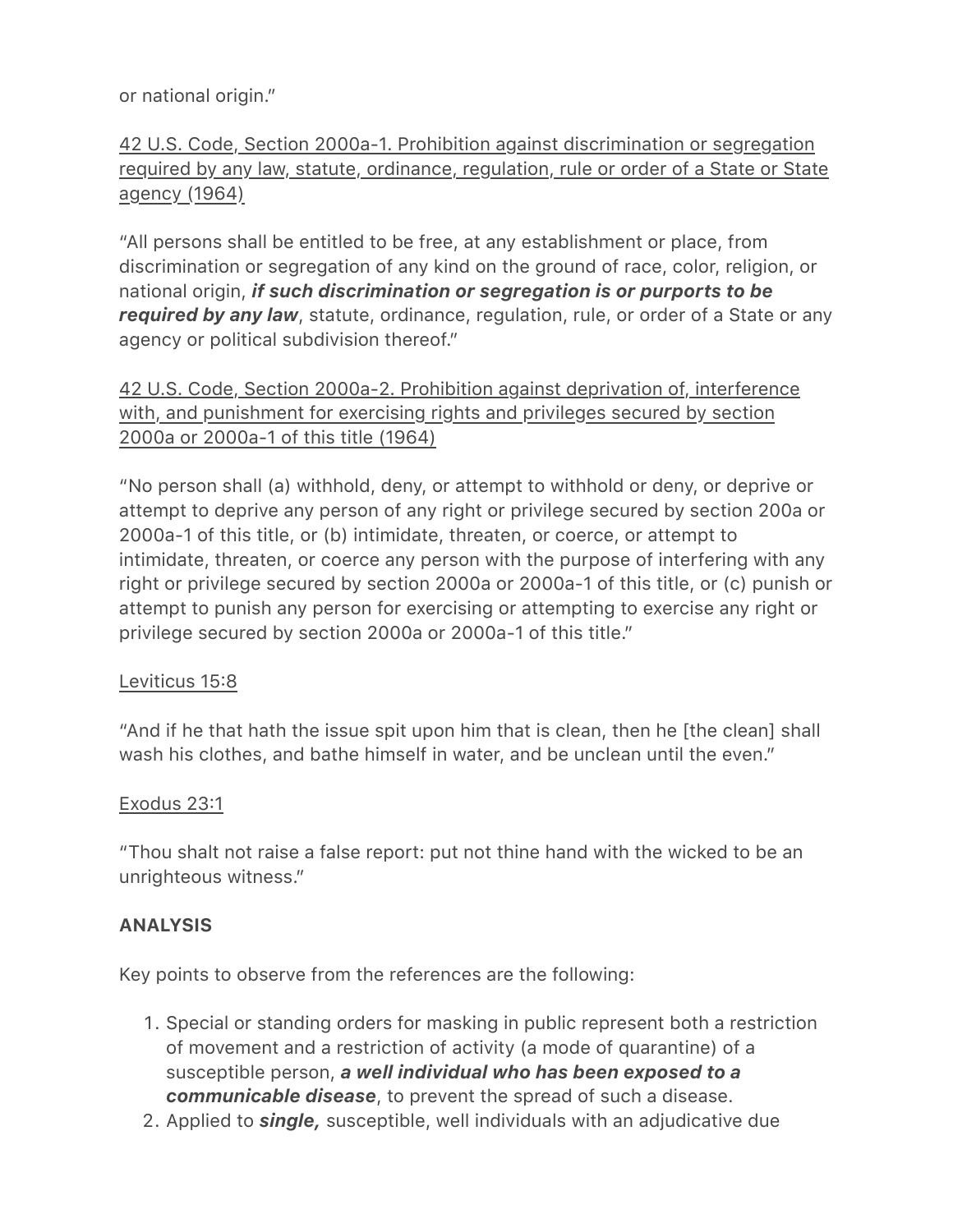or national origin."

42 U.S. Code, Section 2000a-1. Prohibition against discrimination or segregation required by any law, statute, ordinance, regulation, rule or order of a State or State agency (1964)

"All persons shall be entitled to be free, at any establishment or place, from discrimination or segregation of any kind on the ground of race, color, religion, or national origin, ***if such discrimination or segregation is or purports to be required by any law***, statute, ordinance, regulation, rule, or order of a State or any agency or political subdivision thereof."

42 U.S. Code, Section 2000a-2. Prohibition against deprivation of, interference with, and punishment for exercising rights and privileges secured by section 2000a or 2000a-1 of this title (1964)

"No person shall (a) withhold, deny, or attempt to withhold or deny, or deprive or attempt to deprive any person of any right or privilege secured by section 200a or 2000a-1 of this title, or (b) intimidate, threaten, or coerce, or attempt to intimidate, threaten, or coerce any person with the purpose of interfering with any right or privilege secured by section 2000a or 2000a-1 of this title, or (c) punish or attempt to punish any person for exercising or attempting to exercise any right or privilege secured by section 2000a or 2000a-1 of this title."

Leviticus 15:8

"And if he that hath the issue spit upon him that is clean, then he [the clean] shall wash his clothes, and bathe himself in water, and be unclean until the even."

Exodus 23:1

"Thou shalt not raise a false report: put not thine hand with the wicked to be an unrighteous witness."

**ANALYSIS**

Key points to observe from the references are the following:

1. Special or standing orders for masking in public represent both a restriction of movement and a restriction of activity (a mode of quarantine) of a susceptible person, ***a well individual who has been exposed to a communicable disease***, to prevent the spread of such a disease.
2. Applied to ***single,*** susceptible, well individuals with an adjudicative due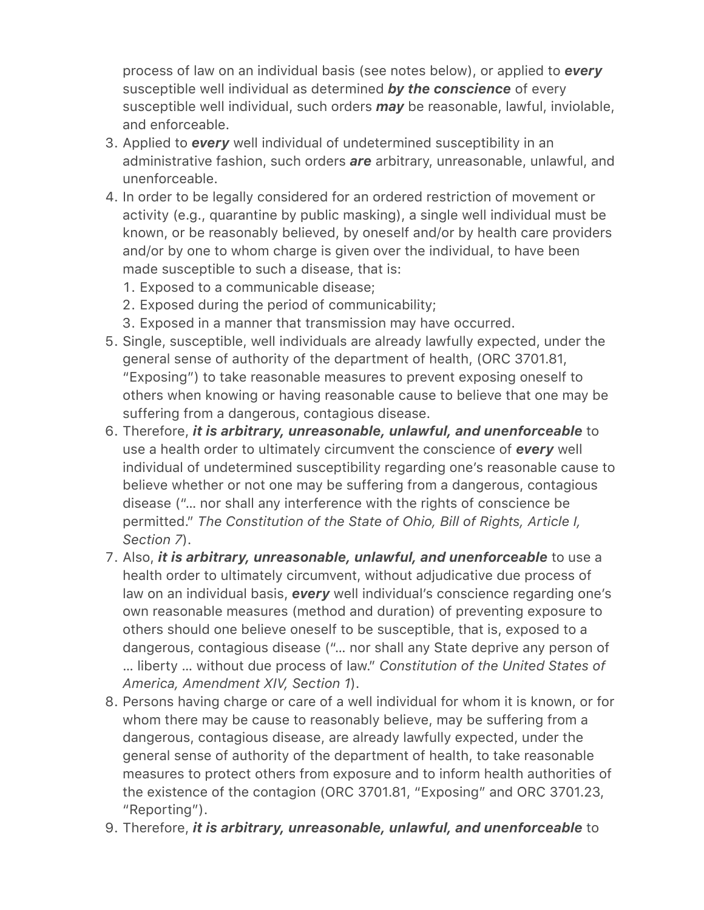process of law on an individual basis (see notes below), or applied to ***every*** susceptible well individual as determined ***by the conscience*** of every susceptible well individual, such orders ***may*** be reasonable, lawful, inviolable, and enforceable.

3. Applied to ***every*** well individual of undetermined susceptibility in an administrative fashion, such orders ***are*** arbitrary, unreasonable, unlawful, and unenforceable.
4. In order to be legally considered for an ordered restriction of movement or activity (e.g., quarantine by public masking), a single well individual must be known, or be reasonably believed, by oneself and/or by health care providers and/or by one to whom charge is given over the individual, to have been made susceptible to such a disease, that is:
   1. Exposed to a communicable disease;
   2. Exposed during the period of communicability;
   3. Exposed in a manner that transmission may have occurred.
5. Single, susceptible, well individuals are already lawfully expected, under the general sense of authority of the department of health, (ORC 3701.81, "Exposing") to take reasonable measures to prevent exposing oneself to others when knowing or having reasonable cause to believe that one may be suffering from a dangerous, contagious disease.
6. Therefore, ***it is arbitrary, unreasonable, unlawful, and unenforceable*** to use a health order to ultimately circumvent the conscience of ***every*** well individual of undetermined susceptibility regarding one's reasonable cause to believe whether or not one may be suffering from a dangerous, contagious disease ("… nor shall any interference with the rights of conscience be permitted." *The Constitution of the State of Ohio, Bill of Rights, Article I, Section 7*).
7. Also, ***it is arbitrary, unreasonable, unlawful, and unenforceable*** to use a health order to ultimately circumvent, without adjudicative due process of law on an individual basis, ***every*** well individual's conscience regarding one's own reasonable measures (method and duration) of preventing exposure to others should one believe oneself to be susceptible, that is, exposed to a dangerous, contagious disease ("… nor shall any State deprive any person of … liberty … without due process of law." *Constitution of the United States of America, Amendment XIV, Section 1*).
8. Persons having charge or care of a well individual for whom it is known, or for whom there may be cause to reasonably believe, may be suffering from a dangerous, contagious disease, are already lawfully expected, under the general sense of authority of the department of health, to take reasonable measures to protect others from exposure and to inform health authorities of the existence of the contagion (ORC 3701.81, "Exposing" and ORC 3701.23, "Reporting").
9. Therefore, ***it is arbitrary, unreasonable, unlawful, and unenforceable*** to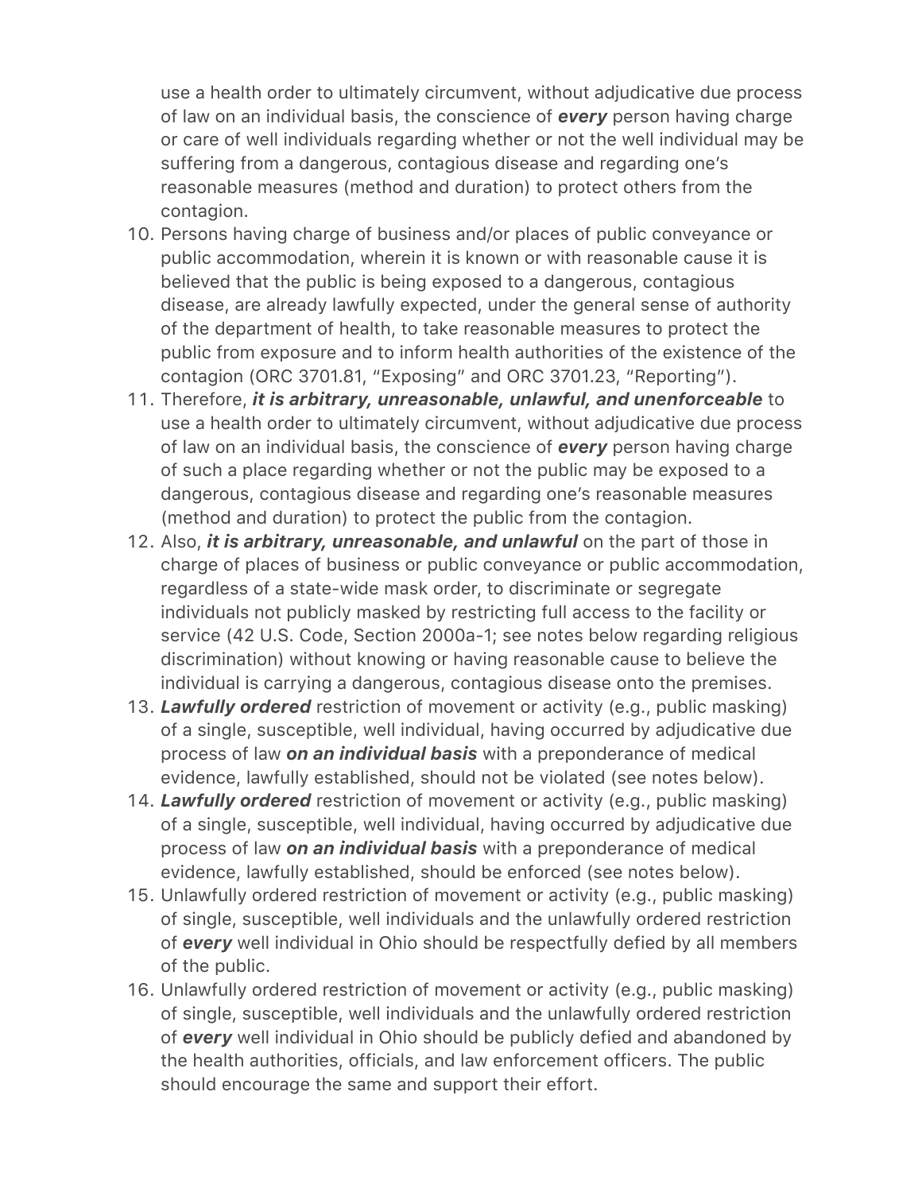use a health order to ultimately circumvent, without adjudicative due process of law on an individual basis, the conscience of ***every*** person having charge or care of well individuals regarding whether or not the well individual may be suffering from a dangerous, contagious disease and regarding one's reasonable measures (method and duration) to protect others from the contagion.

10. Persons having charge of business and/or places of public conveyance or public accommodation, wherein it is known or with reasonable cause it is believed that the public is being exposed to a dangerous, contagious disease, are already lawfully expected, under the general sense of authority of the department of health, to take reasonable measures to protect the public from exposure and to inform health authorities of the existence of the contagion (ORC 3701.81, "Exposing" and ORC 3701.23, "Reporting").
11. Therefore, ***it is arbitrary, unreasonable, unlawful, and unenforceable*** to use a health order to ultimately circumvent, without adjudicative due process of law on an individual basis, the conscience of ***every*** person having charge of such a place regarding whether or not the public may be exposed to a dangerous, contagious disease and regarding one's reasonable measures (method and duration) to protect the public from the contagion.
12. Also, ***it is arbitrary, unreasonable, and unlawful*** on the part of those in charge of places of business or public conveyance or public accommodation, regardless of a state-wide mask order, to discriminate or segregate individuals not publicly masked by restricting full access to the facility or service (42 U.S. Code, Section 2000a-1; see notes below regarding religious discrimination) without knowing or having reasonable cause to believe the individual is carrying a dangerous, contagious disease onto the premises.
13. ***Lawfully ordered*** restriction of movement or activity (e.g., public masking) of a single, susceptible, well individual, having occurred by adjudicative due process of law ***on an individual basis*** with a preponderance of medical evidence, lawfully established, should not be violated (see notes below).
14. ***Lawfully ordered*** restriction of movement or activity (e.g., public masking) of a single, susceptible, well individual, having occurred by adjudicative due process of law ***on an individual basis*** with a preponderance of medical evidence, lawfully established, should be enforced (see notes below).
15. Unlawfully ordered restriction of movement or activity (e.g., public masking) of single, susceptible, well individuals and the unlawfully ordered restriction of ***every*** well individual in Ohio should be respectfully defied by all members of the public.
16. Unlawfully ordered restriction of movement or activity (e.g., public masking) of single, susceptible, well individuals and the unlawfully ordered restriction of ***every*** well individual in Ohio should be publicly defied and abandoned by the health authorities, officials, and law enforcement officers. The public should encourage the same and support their effort.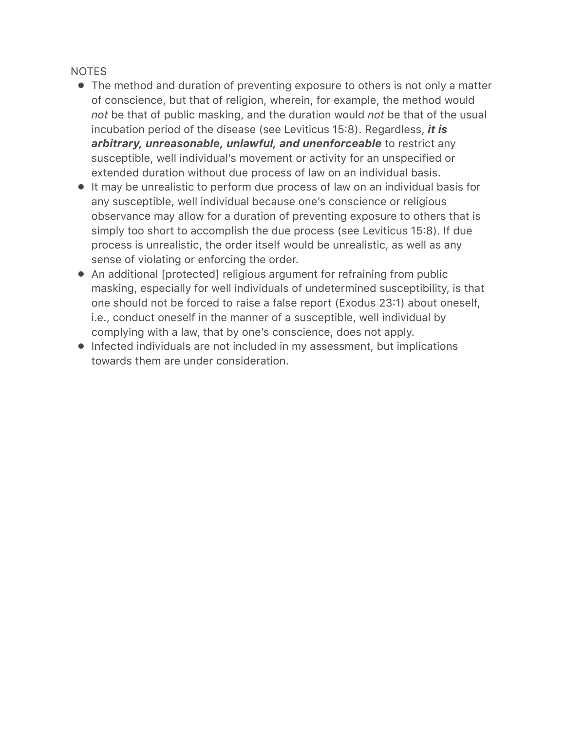NOTES

- The method and duration of preventing exposure to others is not only a matter of conscience, but that of religion, wherein, for example, the method would *not* be that of public masking, and the duration would *not* be that of the usual incubation period of the disease (see Leviticus 15:8). Regardless, ***it is arbitrary, unreasonable, unlawful, and unenforceable*** to restrict any susceptible, well individual's movement or activity for an unspecified or extended duration without due process of law on an individual basis.
- It may be unrealistic to perform due process of law on an individual basis for any susceptible, well individual because one's conscience or religious observance may allow for a duration of preventing exposure to others that is simply too short to accomplish the due process (see Leviticus 15:8). If due process is unrealistic, the order itself would be unrealistic, as well as any sense of violating or enforcing the order.
- An additional [protected] religious argument for refraining from public masking, especially for well individuals of undetermined susceptibility, is that one should not be forced to raise a false report (Exodus 23:1) about oneself, i.e., conduct oneself in the manner of a susceptible, well individual by complying with a law, that by one's conscience, does not apply.
- Infected individuals are not included in my assessment, but implications towards them are under consideration.